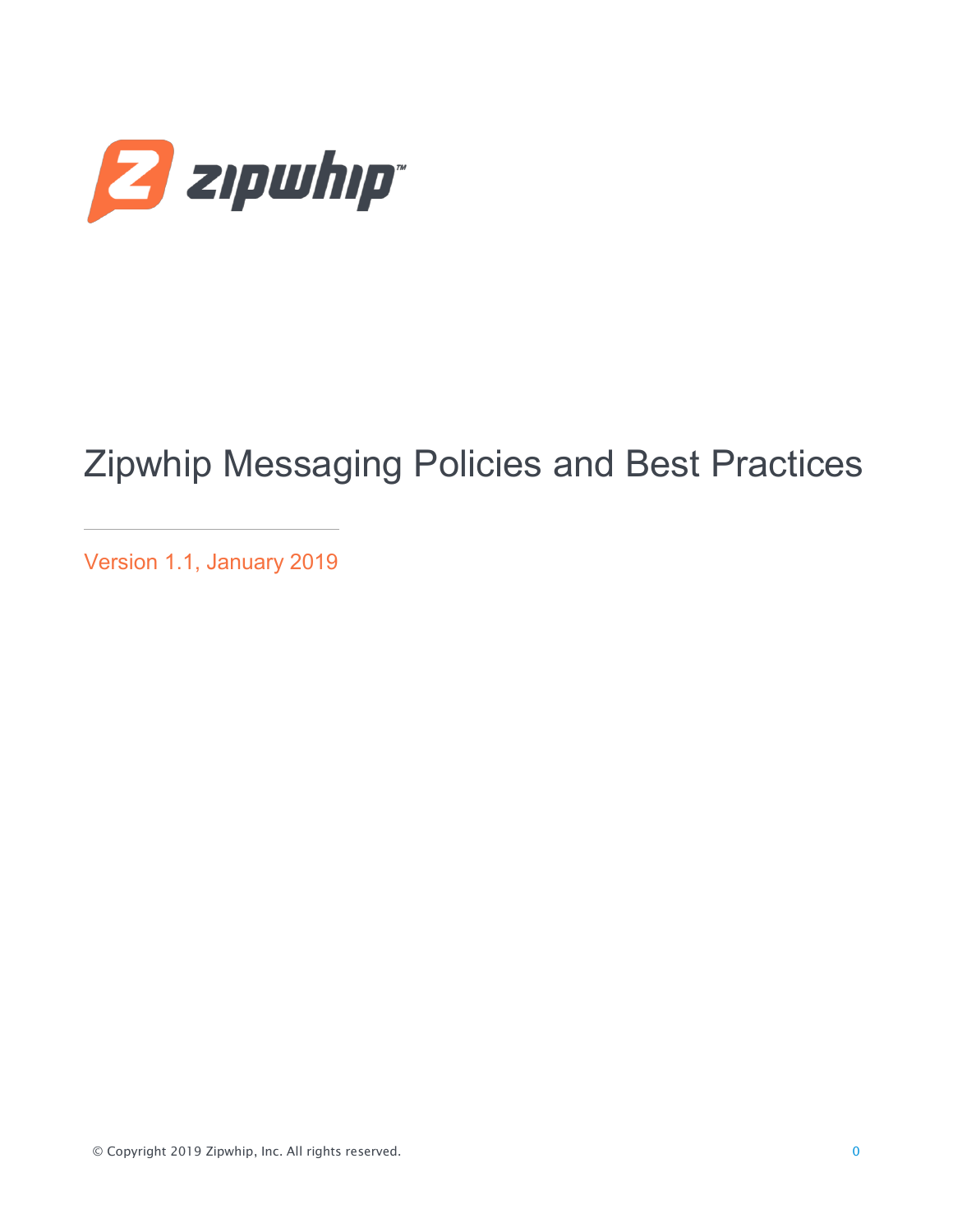# Zipwhip Messaging Policies and Best Practices

Version 1.1, January 2019

© Copyright 2019 Zipwhip, Inc. All rights reserved.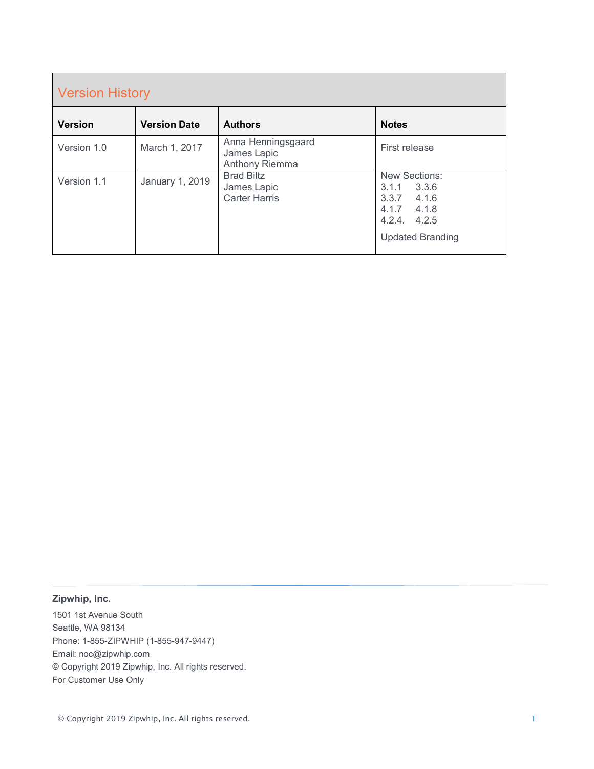## Version History

| Version | Version Date | Authors | Notes |
| --- | --- | --- | --- |
| Version 1.0 | March 1, 2017 | Anna Henningsgaard<br>James Lapic<br>Anthony Riemma | First release |
| Version 1.1 | January 1, 2019 | Brad Biltz<br>James Lapic<br>Carter Harris | New Sections:<br>3.1.1 3.3.6<br>3.3.7 4.1.6<br>4.1.7 4.1.8<br>4.2.4. 4.2.5<br><br>Updated Branding |

**Zipwhip, Inc.**

1501 1st Avenue South
Seattle, WA 98134
Phone: 1-855-ZIPWHIP (1-855-947-9447)
Email: noc@zipwhip.com
© Copyright 2019 Zipwhip, Inc. All rights reserved.
For Customer Use Only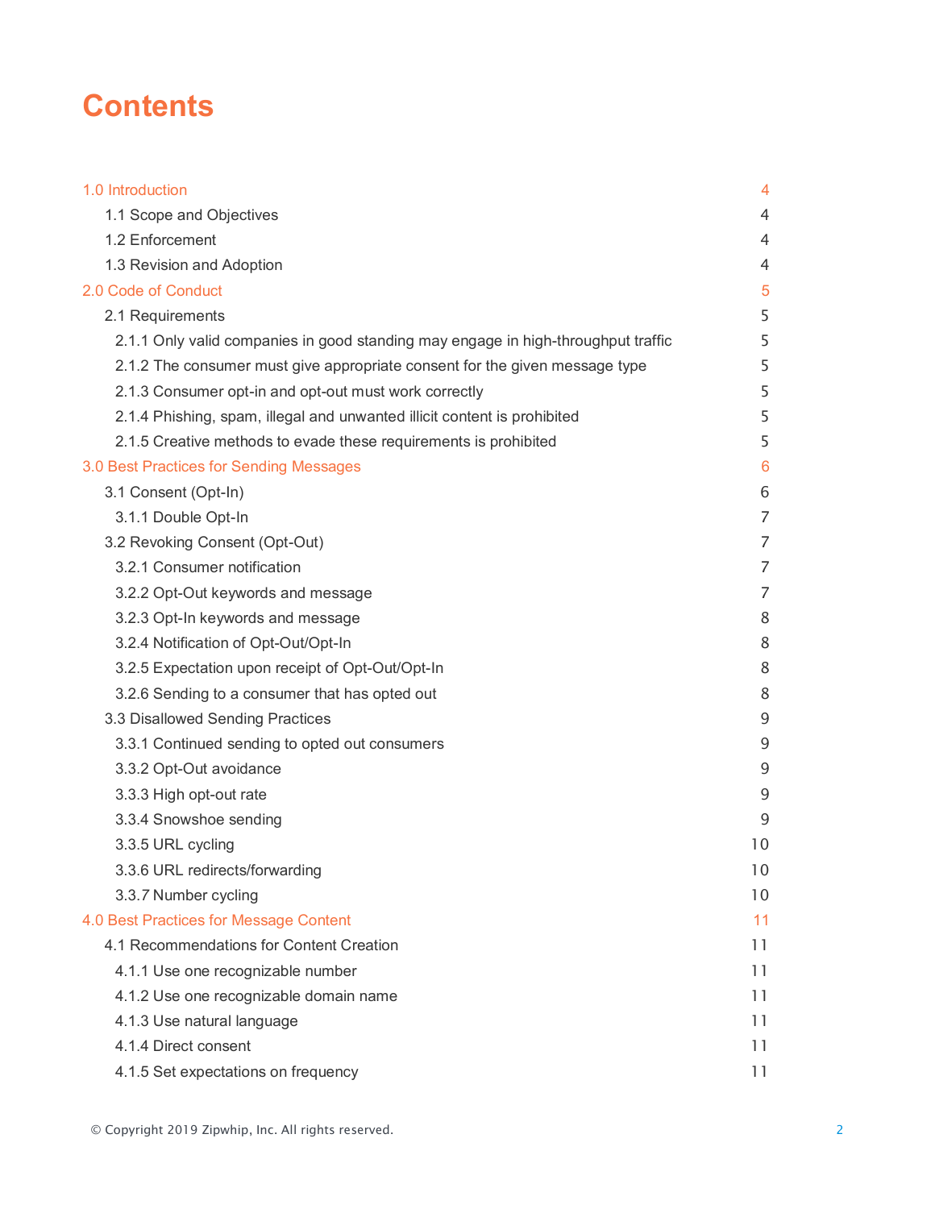# Contents

| | |
|---|---|
| 1.0 Introduction | 4 |
| 1.1 Scope and Objectives | 4 |
| 1.2 Enforcement | 4 |
| 1.3 Revision and Adoption | 4 |
| 2.0 Code of Conduct | 5 |
| 2.1 Requirements | 5 |
| 2.1.1 Only valid companies in good standing may engage in high-throughput traffic | 5 |
| 2.1.2 The consumer must give appropriate consent for the given message type | 5 |
| 2.1.3 Consumer opt-in and opt-out must work correctly | 5 |
| 2.1.4 Phishing, spam, illegal and unwanted illicit content is prohibited | 5 |
| 2.1.5 Creative methods to evade these requirements is prohibited | 5 |
| 3.0 Best Practices for Sending Messages | 6 |
| 3.1 Consent (Opt-In) | 6 |
| 3.1.1 Double Opt-In | 7 |
| 3.2 Revoking Consent (Opt-Out) | 7 |
| 3.2.1 Consumer notification | 7 |
| 3.2.2 Opt-Out keywords and message | 7 |
| 3.2.3 Opt-In keywords and message | 8 |
| 3.2.4 Notification of Opt-Out/Opt-In | 8 |
| 3.2.5 Expectation upon receipt of Opt-Out/Opt-In | 8 |
| 3.2.6 Sending to a consumer that has opted out | 8 |
| 3.3 Disallowed Sending Practices | 9 |
| 3.3.1 Continued sending to opted out consumers | 9 |
| 3.3.2 Opt-Out avoidance | 9 |
| 3.3.3 High opt-out rate | 9 |
| 3.3.4 Snowshoe sending | 9 |
| 3.3.5 URL cycling | 10 |
| 3.3.6 URL redirects/forwarding | 10 |
| 3.3.7 Number cycling | 10 |
| 4.0 Best Practices for Message Content | 11 |
| 4.1 Recommendations for Content Creation | 11 |
| 4.1.1 Use one recognizable number | 11 |
| 4.1.2 Use one recognizable domain name | 11 |
| 4.1.3 Use natural language | 11 |
| 4.1.4 Direct consent | 11 |
| 4.1.5 Set expectations on frequency | 11 |

© Copyright 2019 Zipwhip, Inc. All rights reserved.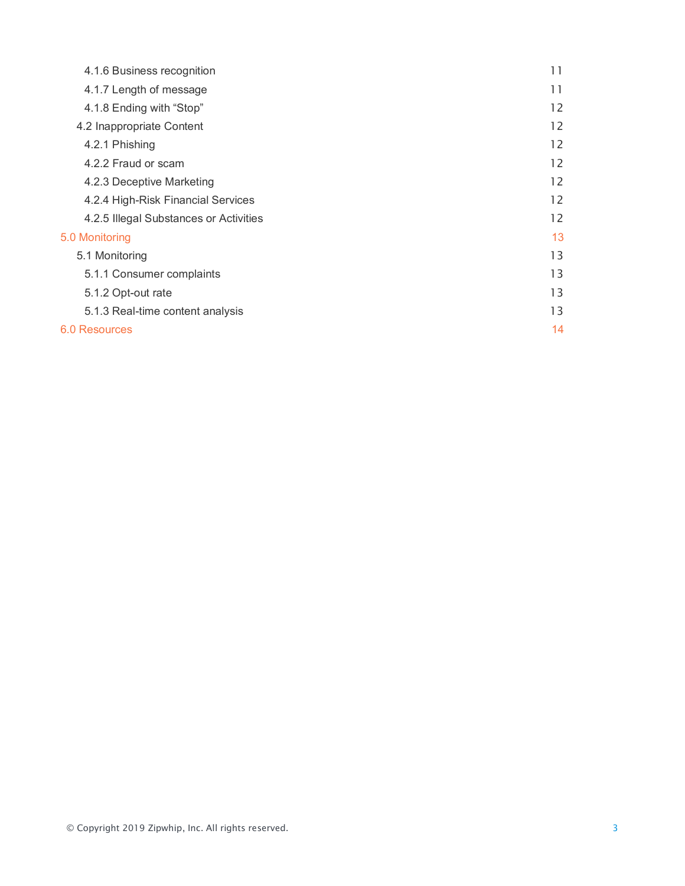- 4.1.6 Business recognition 11
- 4.1.7 Length of message 11
- 4.1.8 Ending with “Stop” 12
- 4.2 Inappropriate Content 12
  - 4.2.1 Phishing 12
  - 4.2.2 Fraud or scam 12
  - 4.2.3 Deceptive Marketing 12
  - 4.2.4 High-Risk Financial Services 12
  - 4.2.5 Illegal Substances or Activities 12

5.0 Monitoring 13

- 5.1 Monitoring 13
  - 5.1.1 Consumer complaints 13
  - 5.1.2 Opt-out rate 13
  - 5.1.3 Real-time content analysis 13

6.0 Resources 14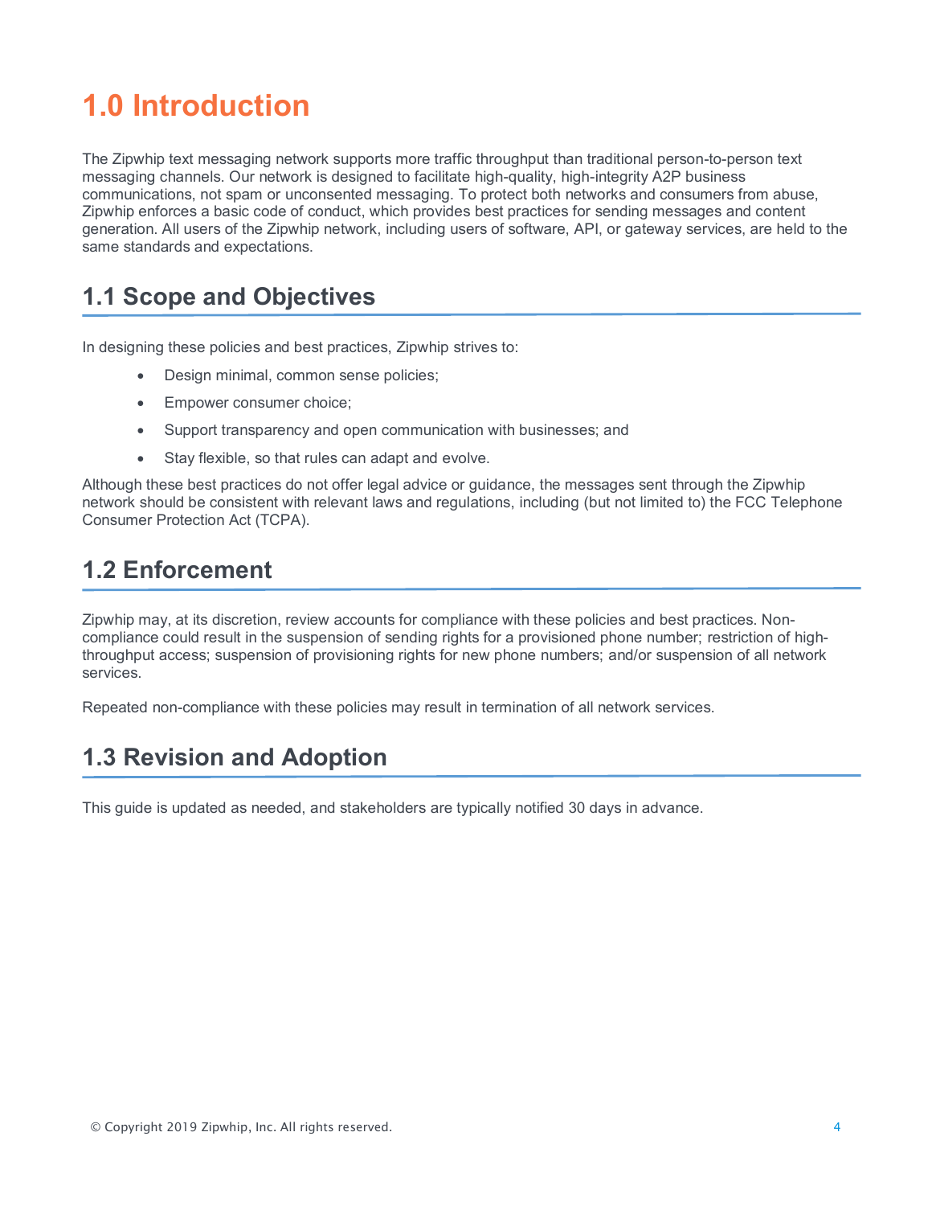# 1.0 Introduction

The Zipwhip text messaging network supports more traffic throughput than traditional person-to-person text messaging channels. Our network is designed to facilitate high-quality, high-integrity A2P business communications, not spam or unconsented messaging. To protect both networks and consumers from abuse, Zipwhip enforces a basic code of conduct, which provides best practices for sending messages and content generation. All users of the Zipwhip network, including users of software, API, or gateway services, are held to the same standards and expectations.

## 1.1 Scope and Objectives

In designing these policies and best practices, Zipwhip strives to:

- Design minimal, common sense policies;
- Empower consumer choice;
- Support transparency and open communication with businesses; and
- Stay flexible, so that rules can adapt and evolve.

Although these best practices do not offer legal advice or guidance, the messages sent through the Zipwhip network should be consistent with relevant laws and regulations, including (but not limited to) the FCC Telephone Consumer Protection Act (TCPA).

## 1.2 Enforcement

Zipwhip may, at its discretion, review accounts for compliance with these policies and best practices. Non-compliance could result in the suspension of sending rights for a provisioned phone number; restriction of high-throughput access; suspension of provisioning rights for new phone numbers; and/or suspension of all network services.

Repeated non-compliance with these policies may result in termination of all network services.

## 1.3 Revision and Adoption

This guide is updated as needed, and stakeholders are typically notified 30 days in advance.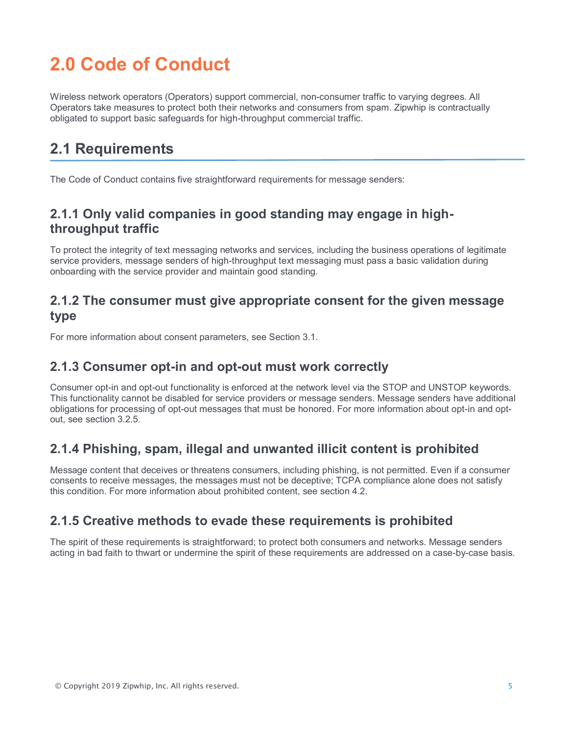# 2.0 Code of Conduct

Wireless network operators (Operators) support commercial, non-consumer traffic to varying degrees. All Operators take measures to protect both their networks and consumers from spam. Zipwhip is contractually obligated to support basic safeguards for high-throughput commercial traffic.

## 2.1 Requirements

The Code of Conduct contains five straightforward requirements for message senders:

### 2.1.1 Only valid companies in good standing may engage in high-throughput traffic

To protect the integrity of text messaging networks and services, including the business operations of legitimate service providers, message senders of high-throughput text messaging must pass a basic validation during onboarding with the service provider and maintain good standing.

### 2.1.2 The consumer must give appropriate consent for the given message type

For more information about consent parameters, see Section 3.1.

### 2.1.3 Consumer opt-in and opt-out must work correctly

Consumer opt-in and opt-out functionality is enforced at the network level via the STOP and UNSTOP keywords. This functionality cannot be disabled for service providers or message senders. Message senders have additional obligations for processing of opt-out messages that must be honored. For more information about opt-in and opt-out, see section 3.2.5.

### 2.1.4 Phishing, spam, illegal and unwanted illicit content is prohibited

Message content that deceives or threatens consumers, including phishing, is not permitted. Even if a consumer consents to receive messages, the messages must not be deceptive; TCPA compliance alone does not satisfy this condition. For more information about prohibited content, see section 4.2.

### 2.1.5 Creative methods to evade these requirements is prohibited

The spirit of these requirements is straightforward; to protect both consumers and networks. Message senders acting in bad faith to thwart or undermine the spirit of these requirements are addressed on a case-by-case basis.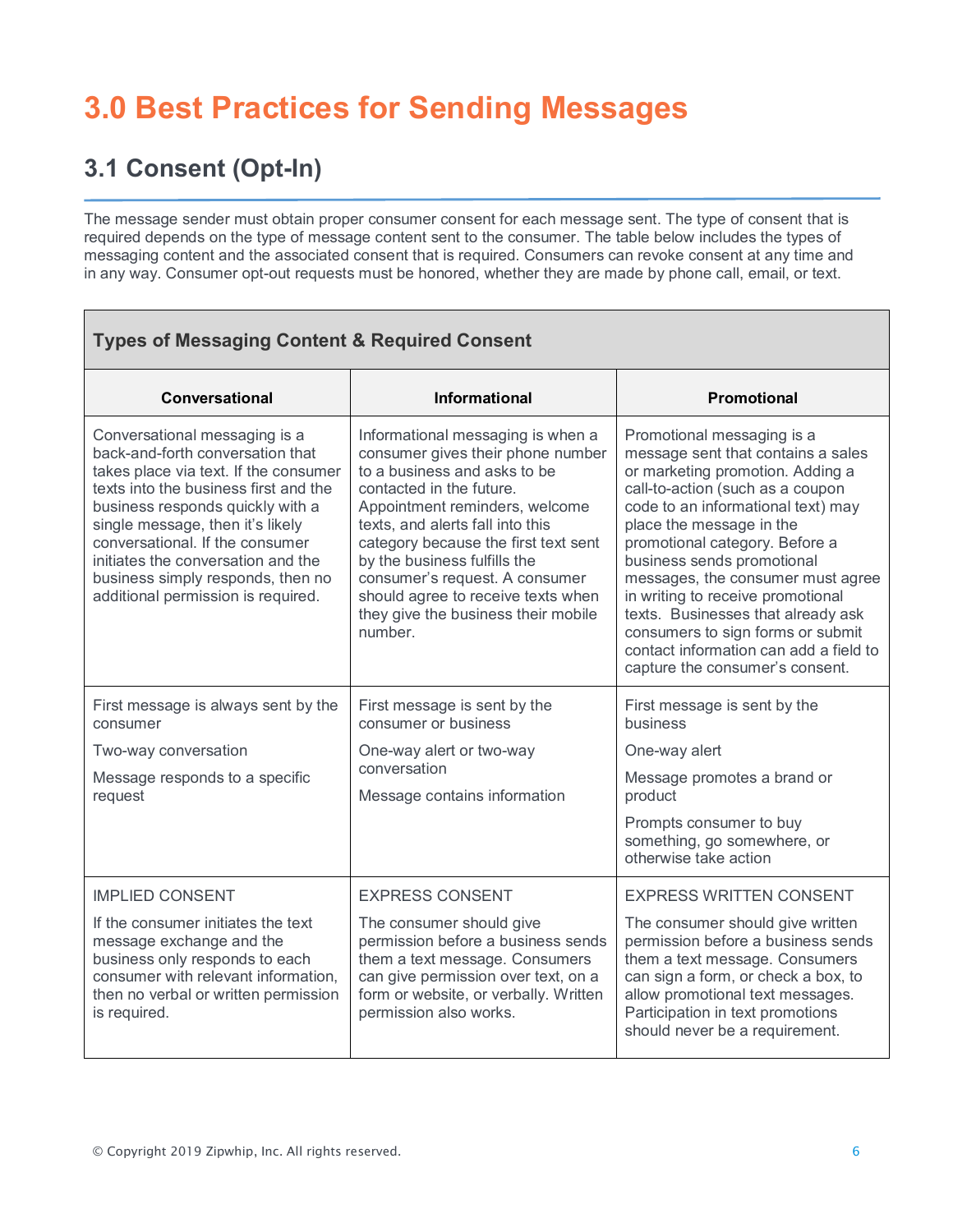# 3.0 Best Practices for Sending Messages

## 3.1 Consent (Opt-In)

The message sender must obtain proper consumer consent for each message sent. The type of consent that is required depends on the type of message content sent to the consumer. The table below includes the types of messaging content and the associated consent that is required. Consumers can revoke consent at any time and in any way. Consumer opt-out requests must be honored, whether they are made by phone call, email, or text.

| **Types of Messaging Content & Required Consent** | | |
|---|---|---|
| **Conversational** | **Informational** | **Promotional** |
| Conversational messaging is a back-and-forth conversation that takes place via text. If the consumer texts into the business first and the business responds quickly with a single message, then it's likely conversational. If the consumer initiates the conversation and the business simply responds, then no additional permission is required. | Informational messaging is when a consumer gives their phone number to a business and asks to be contacted in the future. Appointment reminders, welcome texts, and alerts fall into this category because the first text sent by the business fulfills the consumer's request. A consumer should agree to receive texts when they give the business their mobile number. | Promotional messaging is a message sent that contains a sales or marketing promotion. Adding a call-to-action (such as a coupon code to an informational text) may place the message in the promotional category. Before a business sends promotional messages, the consumer must agree in writing to receive promotional texts. Businesses that already ask consumers to sign forms or submit contact information can add a field to capture the consumer's consent. |
| First message is always sent by the consumer<br><br>Two-way conversation<br><br>Message responds to a specific request | First message is sent by the consumer or business<br><br>One-way alert or two-way conversation<br><br>Message contains information | First message is sent by the business<br><br>One-way alert<br><br>Message promotes a brand or product<br><br>Prompts consumer to buy something, go somewhere, or otherwise take action |
| IMPLIED CONSENT<br><br>If the consumer initiates the text message exchange and the business only responds to each consumer with relevant information, then no verbal or written permission is required. | EXPRESS CONSENT<br><br>The consumer should give permission before a business sends them a text message. Consumers can give permission over text, on a form or website, or verbally. Written permission also works. | EXPRESS WRITTEN CONSENT<br><br>The consumer should give written permission before a business sends them a text message. Consumers can sign a form, or check a box, to allow promotional text messages. Participation in text promotions should never be a requirement. |

© Copyright 2019 Zipwhip, Inc. All rights reserved.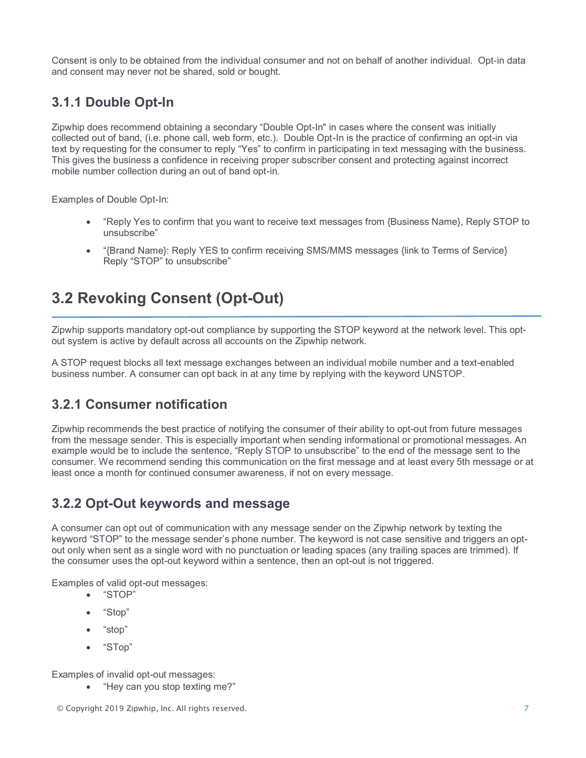Consent is only to be obtained from the individual consumer and not on behalf of another individual. Opt-in data and consent may never not be shared, sold or bought.

### 3.1.1 Double Opt-In

Zipwhip does recommend obtaining a secondary "Double Opt-In" in cases where the consent was initially collected out of band, (i.e. phone call, web form, etc.). Double Opt-In is the practice of confirming an opt-in via text by requesting for the consumer to reply "Yes" to confirm in participating in text messaging with the business. This gives the business a confidence in receiving proper subscriber consent and protecting against incorrect mobile number collection during an out of band opt-in.

Examples of Double Opt-In:

- "Reply Yes to confirm that you want to receive text messages from {Business Name}, Reply STOP to unsubscribe"
- "{Brand Name}: Reply YES to confirm receiving SMS/MMS messages {link to Terms of Service} Reply "STOP" to unsubscribe"

## 3.2 Revoking Consent (Opt-Out)

Zipwhip supports mandatory opt-out compliance by supporting the STOP keyword at the network level. This opt-out system is active by default across all accounts on the Zipwhip network.

A STOP request blocks all text message exchanges between an individual mobile number and a text-enabled business number. A consumer can opt back in at any time by replying with the keyword UNSTOP.

### 3.2.1 Consumer notification

Zipwhip recommends the best practice of notifying the consumer of their ability to opt-out from future messages from the message sender. This is especially important when sending informational or promotional messages. An example would be to include the sentence, "Reply STOP to unsubscribe" to the end of the message sent to the consumer. We recommend sending this communication on the first message and at least every 5th message or at least once a month for continued consumer awareness, if not on every message.

### 3.2.2 Opt-Out keywords and message

A consumer can opt out of communication with any message sender on the Zipwhip network by texting the keyword "STOP" to the message sender's phone number. The keyword is not case sensitive and triggers an opt-out only when sent as a single word with no punctuation or leading spaces (any trailing spaces are trimmed). If the consumer uses the opt-out keyword within a sentence, then an opt-out is not triggered.

Examples of valid opt-out messages:

- "STOP"
- "Stop"
- "stop"
- "STop"

Examples of invalid opt-out messages:

- "Hey can you stop texting me?"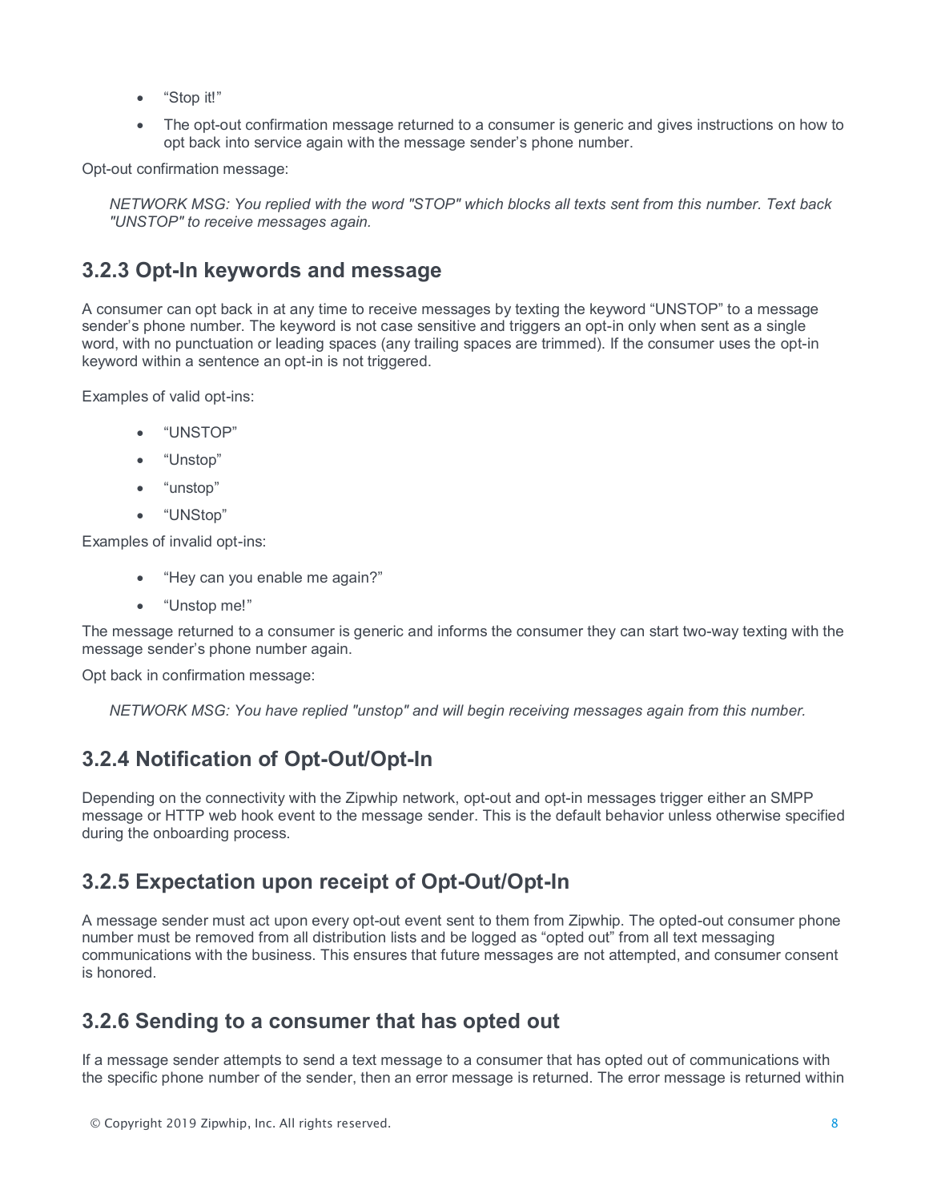- “Stop it!”
- The opt-out confirmation message returned to a consumer is generic and gives instructions on how to opt back into service again with the message sender’s phone number.

Opt-out confirmation message:

> *NETWORK MSG: You replied with the word "STOP" which blocks all texts sent from this number. Text back "UNSTOP" to receive messages again.*

### 3.2.3 Opt-In keywords and message

A consumer can opt back in at any time to receive messages by texting the keyword “UNSTOP” to a message sender’s phone number. The keyword is not case sensitive and triggers an opt-in only when sent as a single word, with no punctuation or leading spaces (any trailing spaces are trimmed). If the consumer uses the opt-in keyword within a sentence an opt-in is not triggered.

Examples of valid opt-ins:

- “UNSTOP”
- “Unstop”
- “unstop”
- “UNStop”

Examples of invalid opt-ins:

- “Hey can you enable me again?”
- “Unstop me!”

The message returned to a consumer is generic and informs the consumer they can start two-way texting with the message sender’s phone number again.

Opt back in confirmation message:

> *NETWORK MSG: You have replied "unstop" and will begin receiving messages again from this number.*

### 3.2.4 Notification of Opt-Out/Opt-In

Depending on the connectivity with the Zipwhip network, opt-out and opt-in messages trigger either an SMPP message or HTTP web hook event to the message sender. This is the default behavior unless otherwise specified during the onboarding process.

### 3.2.5 Expectation upon receipt of Opt-Out/Opt-In

A message sender must act upon every opt-out event sent to them from Zipwhip. The opted-out consumer phone number must be removed from all distribution lists and be logged as “opted out” from all text messaging communications with the business. This ensures that future messages are not attempted, and consumer consent is honored.

### 3.2.6 Sending to a consumer that has opted out

If a message sender attempts to send a text message to a consumer that has opted out of communications with the specific phone number of the sender, then an error message is returned. The error message is returned within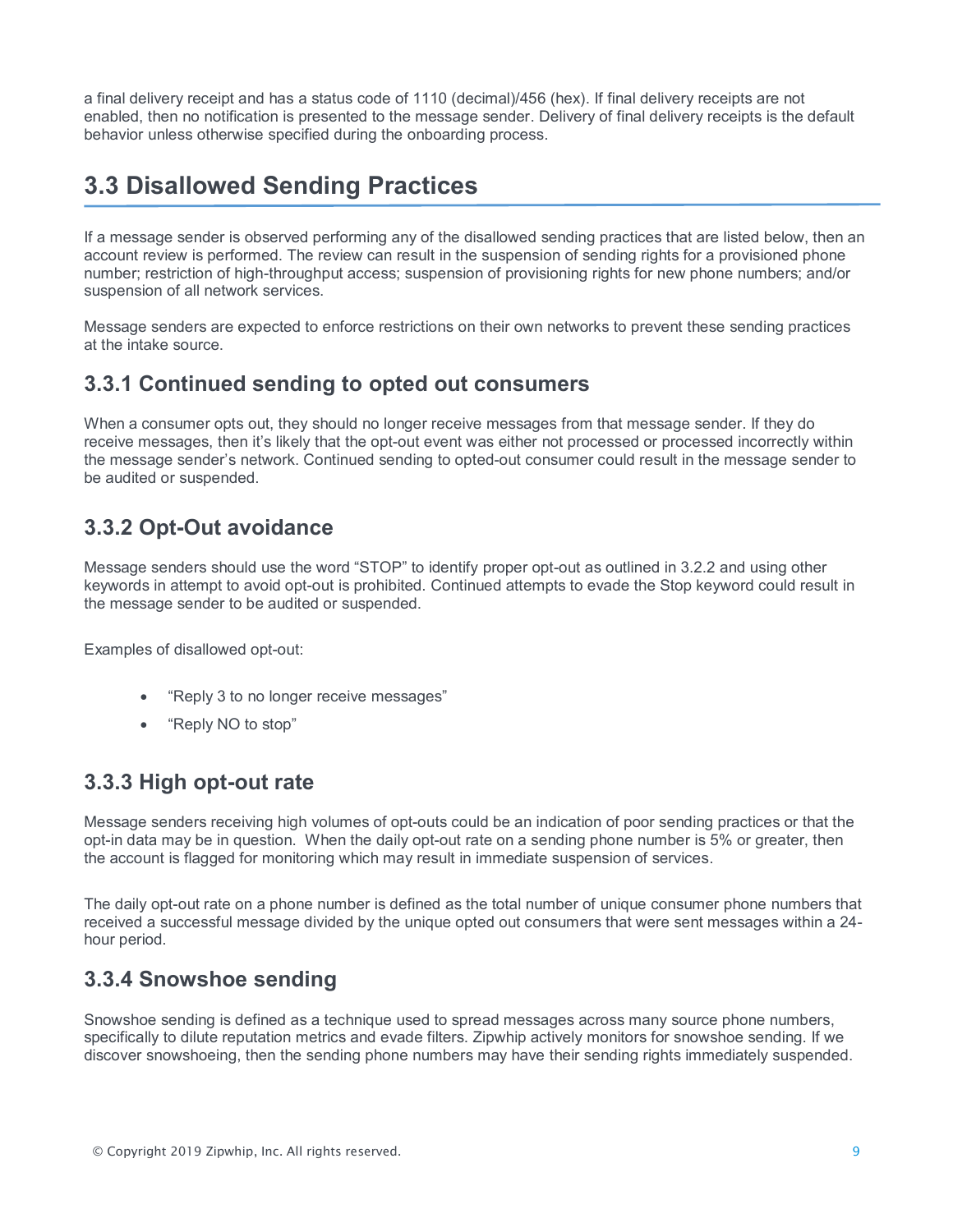a final delivery receipt and has a status code of 1110 (decimal)/456 (hex). If final delivery receipts are not enabled, then no notification is presented to the message sender. Delivery of final delivery receipts is the default behavior unless otherwise specified during the onboarding process.

## 3.3 Disallowed Sending Practices

If a message sender is observed performing any of the disallowed sending practices that are listed below, then an account review is performed. The review can result in the suspension of sending rights for a provisioned phone number; restriction of high-throughput access; suspension of provisioning rights for new phone numbers; and/or suspension of all network services.

Message senders are expected to enforce restrictions on their own networks to prevent these sending practices at the intake source.

### 3.3.1 Continued sending to opted out consumers

When a consumer opts out, they should no longer receive messages from that message sender. If they do receive messages, then it's likely that the opt-out event was either not processed or processed incorrectly within the message sender's network. Continued sending to opted-out consumer could result in the message sender to be audited or suspended.

### 3.3.2 Opt-Out avoidance

Message senders should use the word "STOP" to identify proper opt-out as outlined in 3.2.2 and using other keywords in attempt to avoid opt-out is prohibited. Continued attempts to evade the Stop keyword could result in the message sender to be audited or suspended.

Examples of disallowed opt-out:

- "Reply 3 to no longer receive messages"
- "Reply NO to stop"

### 3.3.3 High opt-out rate

Message senders receiving high volumes of opt-outs could be an indication of poor sending practices or that the opt-in data may be in question. When the daily opt-out rate on a sending phone number is 5% or greater, then the account is flagged for monitoring which may result in immediate suspension of services.

The daily opt-out rate on a phone number is defined as the total number of unique consumer phone numbers that received a successful message divided by the unique opted out consumers that were sent messages within a 24-hour period.

### 3.3.4 Snowshoe sending

Snowshoe sending is defined as a technique used to spread messages across many source phone numbers, specifically to dilute reputation metrics and evade filters. Zipwhip actively monitors for snowshoe sending. If we discover snowshoeing, then the sending phone numbers may have their sending rights immediately suspended.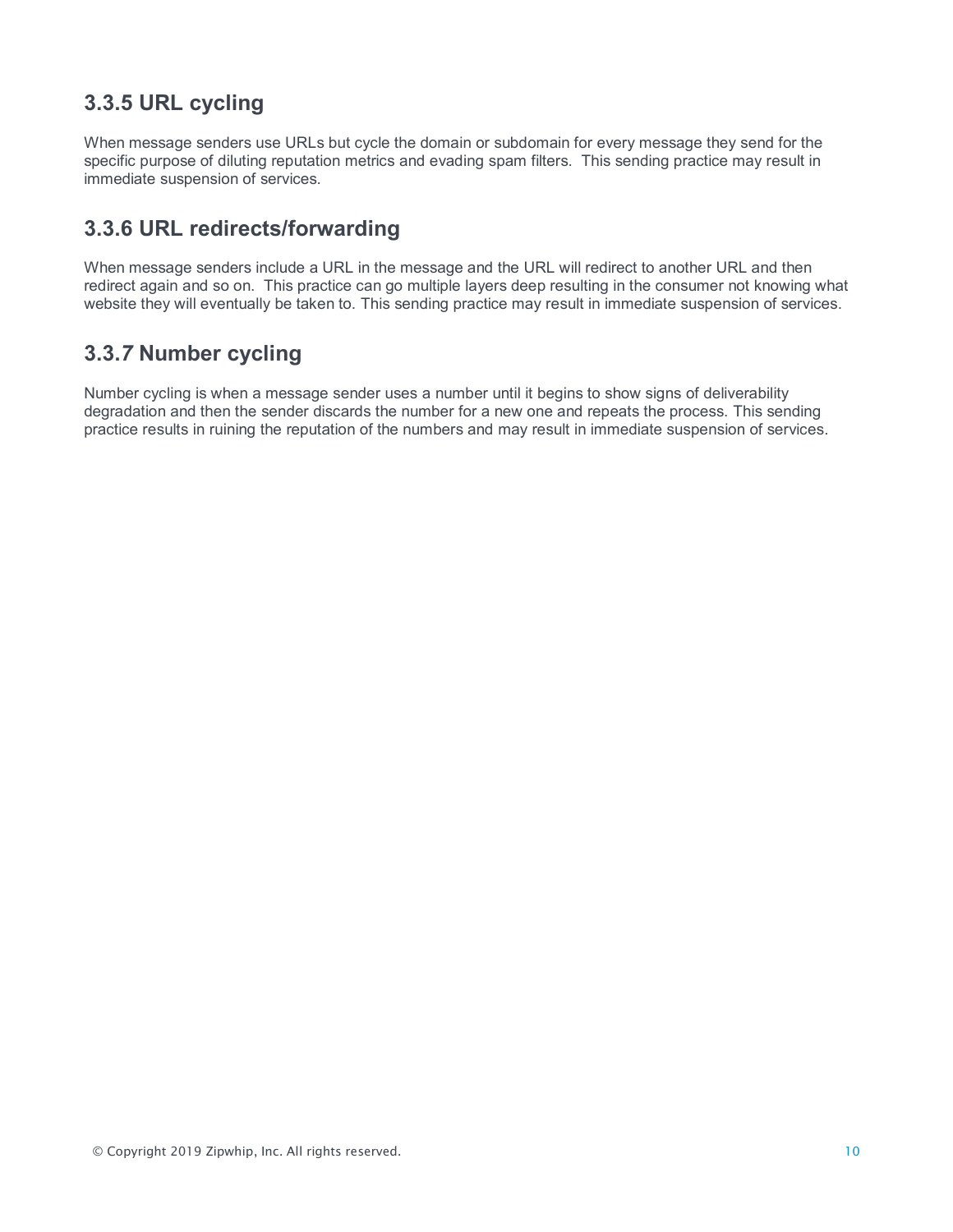### 3.3.5 URL cycling

When message senders use URLs but cycle the domain or subdomain for every message they send for the specific purpose of diluting reputation metrics and evading spam filters.  This sending practice may result in immediate suspension of services.

### 3.3.6 URL redirects/forwarding

When message senders include a URL in the message and the URL will redirect to another URL and then redirect again and so on.  This practice can go multiple layers deep resulting in the consumer not knowing what website they will eventually be taken to. This sending practice may result in immediate suspension of services.

### 3.3.7 Number cycling

Number cycling is when a message sender uses a number until it begins to show signs of deliverability degradation and then the sender discards the number for a new one and repeats the process. This sending practice results in ruining the reputation of the numbers and may result in immediate suspension of services.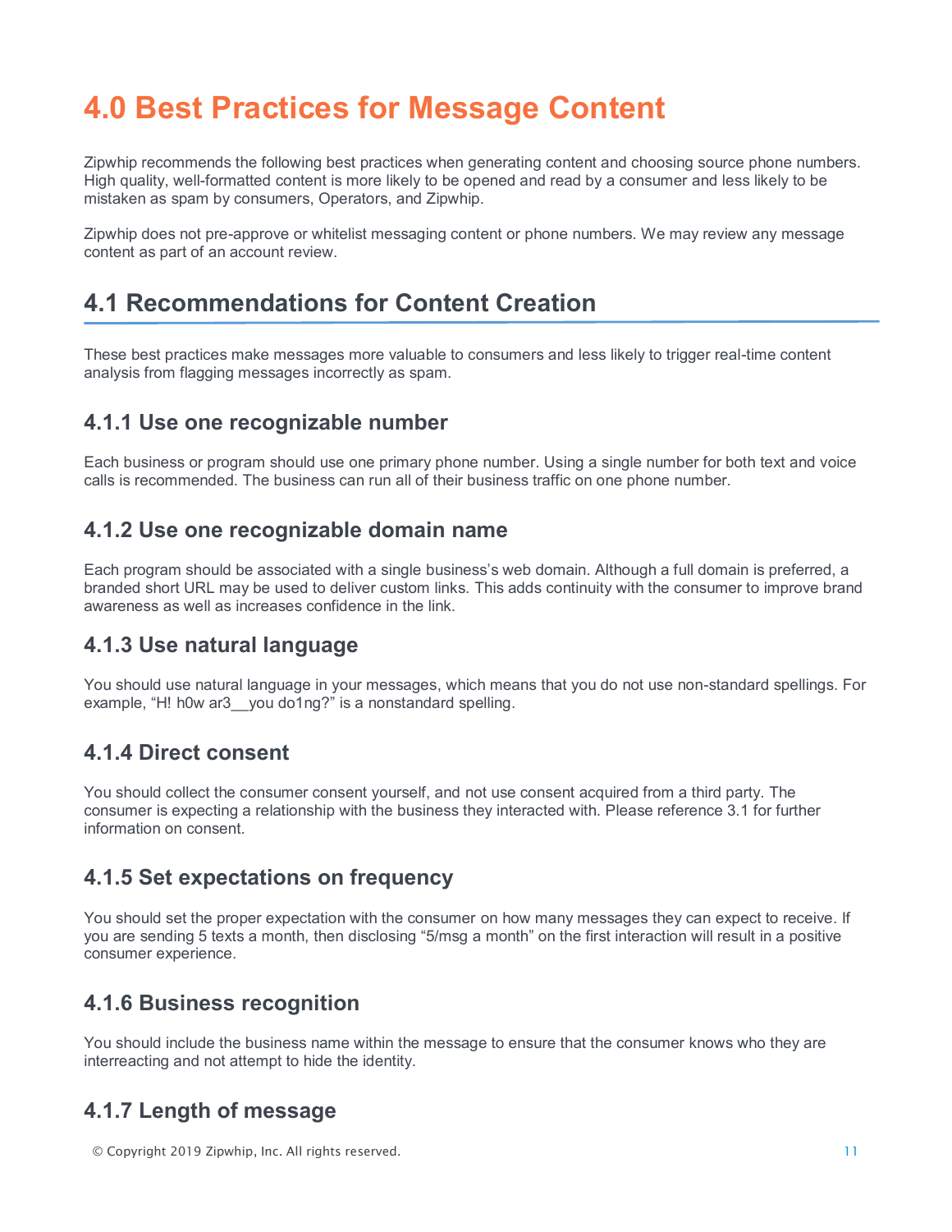# 4.0 Best Practices for Message Content

Zipwhip recommends the following best practices when generating content and choosing source phone numbers. High quality, well-formatted content is more likely to be opened and read by a consumer and less likely to be mistaken as spam by consumers, Operators, and Zipwhip.

Zipwhip does not pre-approve or whitelist messaging content or phone numbers. We may review any message content as part of an account review.

## 4.1 Recommendations for Content Creation

These best practices make messages more valuable to consumers and less likely to trigger real-time content analysis from flagging messages incorrectly as spam.

### 4.1.1 Use one recognizable number

Each business or program should use one primary phone number. Using a single number for both text and voice calls is recommended. The business can run all of their business traffic on one phone number.

### 4.1.2 Use one recognizable domain name

Each program should be associated with a single business's web domain. Although a full domain is preferred, a branded short URL may be used to deliver custom links. This adds continuity with the consumer to improve brand awareness as well as increases confidence in the link.

### 4.1.3 Use natural language

You should use natural language in your messages, which means that you do not use non-standard spellings. For example, "H! h0w ar3__you do1ng?" is a nonstandard spelling.

### 4.1.4 Direct consent

You should collect the consumer consent yourself, and not use consent acquired from a third party. The consumer is expecting a relationship with the business they interacted with. Please reference 3.1 for further information on consent.

### 4.1.5 Set expectations on frequency

You should set the proper expectation with the consumer on how many messages they can expect to receive. If you are sending 5 texts a month, then disclosing "5/msg a month" on the first interaction will result in a positive consumer experience.

### 4.1.6 Business recognition

You should include the business name within the message to ensure that the consumer knows who they are interreacting and not attempt to hide the identity.

### 4.1.7 Length of message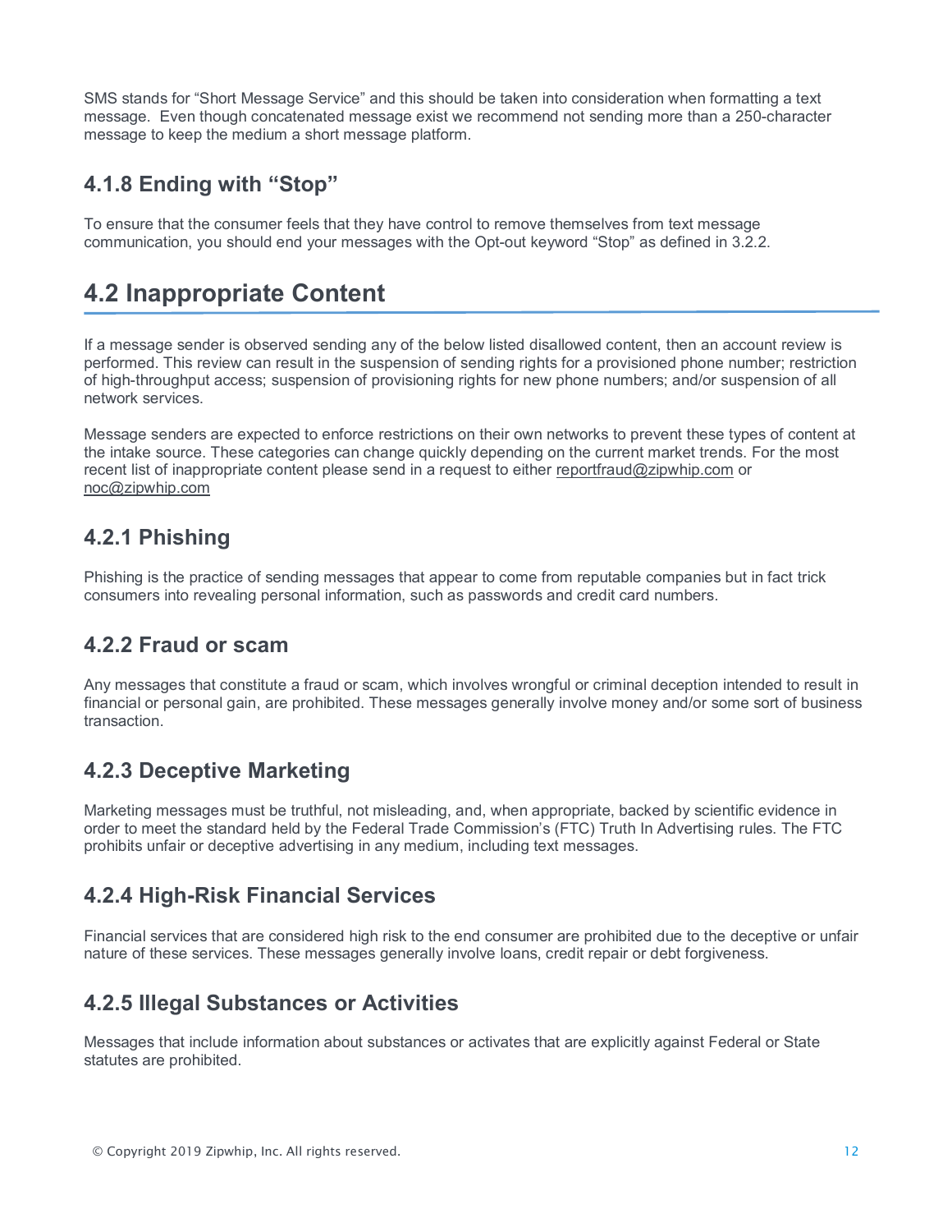SMS stands for “Short Message Service” and this should be taken into consideration when formatting a text message. Even though concatenated message exist we recommend not sending more than a 250-character message to keep the medium a short message platform.

### 4.1.8 Ending with “Stop”

To ensure that the consumer feels that they have control to remove themselves from text message communication, you should end your messages with the Opt-out keyword “Stop” as defined in 3.2.2.

## 4.2 Inappropriate Content

If a message sender is observed sending any of the below listed disallowed content, then an account review is performed. This review can result in the suspension of sending rights for a provisioned phone number; restriction of high-throughput access; suspension of provisioning rights for new phone numbers; and/or suspension of all network services.

Message senders are expected to enforce restrictions on their own networks to prevent these types of content at the intake source. These categories can change quickly depending on the current market trends. For the most recent list of inappropriate content please send in a request to either reportfraud@zipwhip.com or noc@zipwhip.com

### 4.2.1 Phishing

Phishing is the practice of sending messages that appear to come from reputable companies but in fact trick consumers into revealing personal information, such as passwords and credit card numbers.

### 4.2.2 Fraud or scam

Any messages that constitute a fraud or scam, which involves wrongful or criminal deception intended to result in financial or personal gain, are prohibited. These messages generally involve money and/or some sort of business transaction.

### 4.2.3 Deceptive Marketing

Marketing messages must be truthful, not misleading, and, when appropriate, backed by scientific evidence in order to meet the standard held by the Federal Trade Commission’s (FTC) Truth In Advertising rules. The FTC prohibits unfair or deceptive advertising in any medium, including text messages.

### 4.2.4 High-Risk Financial Services

Financial services that are considered high risk to the end consumer are prohibited due to the deceptive or unfair nature of these services. These messages generally involve loans, credit repair or debt forgiveness.

### 4.2.5 Illegal Substances or Activities

Messages that include information about substances or activates that are explicitly against Federal or State statutes are prohibited.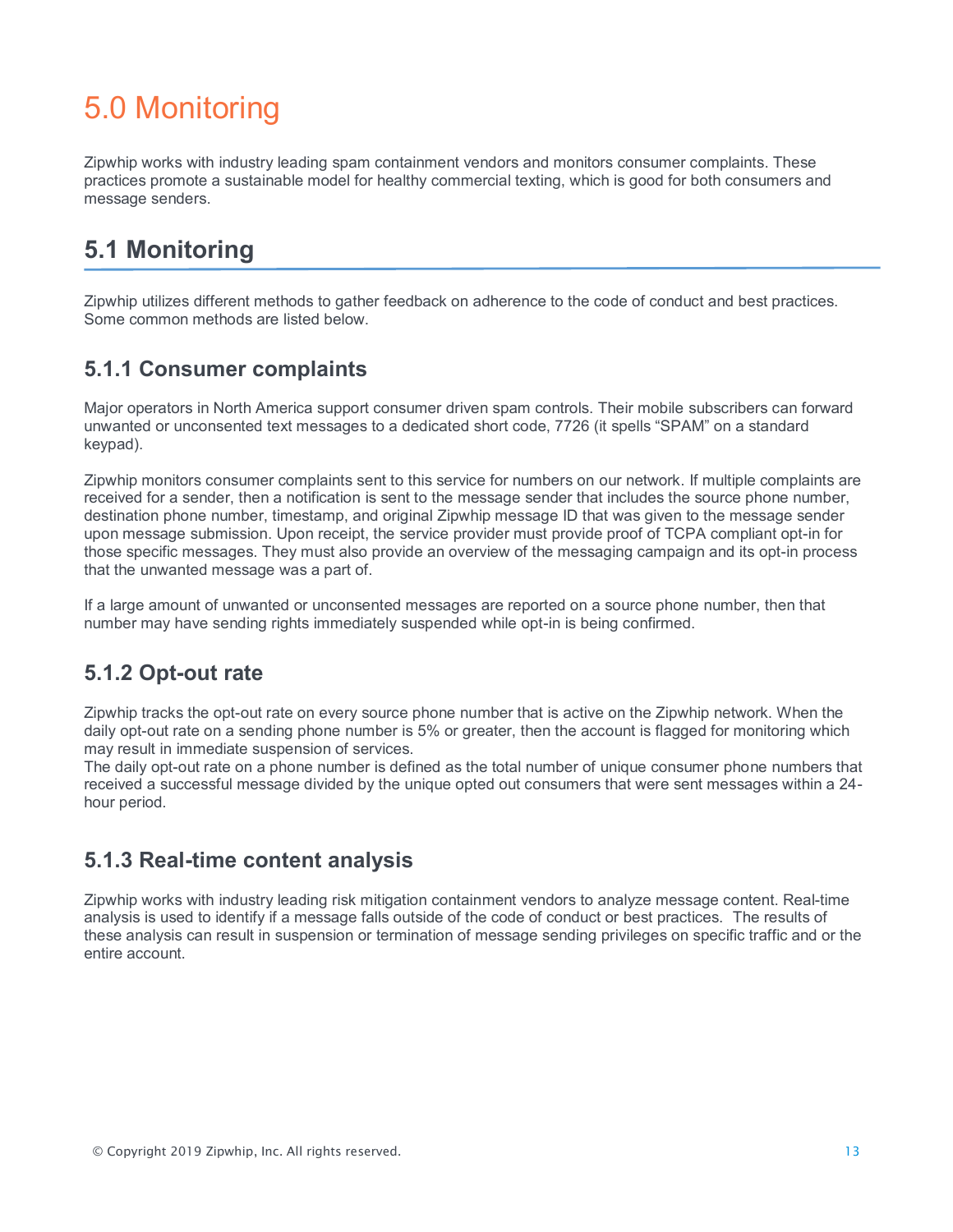# 5.0 Monitoring

Zipwhip works with industry leading spam containment vendors and monitors consumer complaints. These practices promote a sustainable model for healthy commercial texting, which is good for both consumers and message senders.

## 5.1 Monitoring

Zipwhip utilizes different methods to gather feedback on adherence to the code of conduct and best practices. Some common methods are listed below.

### 5.1.1 Consumer complaints

Major operators in North America support consumer driven spam controls. Their mobile subscribers can forward unwanted or unconsented text messages to a dedicated short code, 7726 (it spells "SPAM" on a standard keypad).

Zipwhip monitors consumer complaints sent to this service for numbers on our network. If multiple complaints are received for a sender, then a notification is sent to the message sender that includes the source phone number, destination phone number, timestamp, and original Zipwhip message ID that was given to the message sender upon message submission. Upon receipt, the service provider must provide proof of TCPA compliant opt-in for those specific messages. They must also provide an overview of the messaging campaign and its opt-in process that the unwanted message was a part of.

If a large amount of unwanted or unconsented messages are reported on a source phone number, then that number may have sending rights immediately suspended while opt-in is being confirmed.

### 5.1.2 Opt-out rate

Zipwhip tracks the opt-out rate on every source phone number that is active on the Zipwhip network. When the daily opt-out rate on a sending phone number is 5% or greater, then the account is flagged for monitoring which may result in immediate suspension of services.
The daily opt-out rate on a phone number is defined as the total number of unique consumer phone numbers that received a successful message divided by the unique opted out consumers that were sent messages within a 24-hour period.

### 5.1.3 Real-time content analysis

Zipwhip works with industry leading risk mitigation containment vendors to analyze message content. Real-time analysis is used to identify if a message falls outside of the code of conduct or best practices. The results of these analysis can result in suspension or termination of message sending privileges on specific traffic and or the entire account.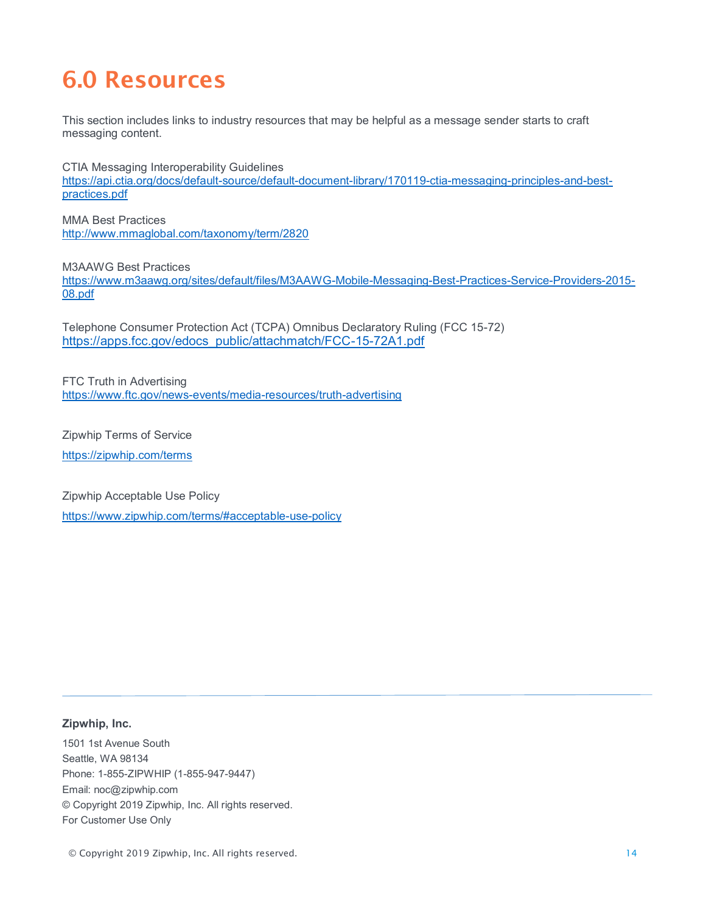# 6.0 Resources

This section includes links to industry resources that may be helpful as a message sender starts to craft messaging content.

CTIA Messaging Interoperability Guidelines
https://api.ctia.org/docs/default-source/default-document-library/170119-ctia-messaging-principles-and-best-practices.pdf

MMA Best Practices
http://www.mmaglobal.com/taxonomy/term/2820

M3AAWG Best Practices
https://www.m3aawg.org/sites/default/files/M3AAWG-Mobile-Messaging-Best-Practices-Service-Providers-2015-08.pdf

Telephone Consumer Protection Act (TCPA) Omnibus Declaratory Ruling (FCC 15-72)
https://apps.fcc.gov/edocs_public/attachmatch/FCC-15-72A1.pdf

FTC Truth in Advertising
https://www.ftc.gov/news-events/media-resources/truth-advertising

Zipwhip Terms of Service

https://zipwhip.com/terms

Zipwhip Acceptable Use Policy

https://www.zipwhip.com/terms/#acceptable-use-policy

---

**Zipwhip, Inc.**

1501 1st Avenue South
Seattle, WA 98134
Phone: 1-855-ZIPWHIP (1-855-947-9447)
Email: noc@zipwhip.com
© Copyright 2019 Zipwhip, Inc. All rights reserved.
For Customer Use Only